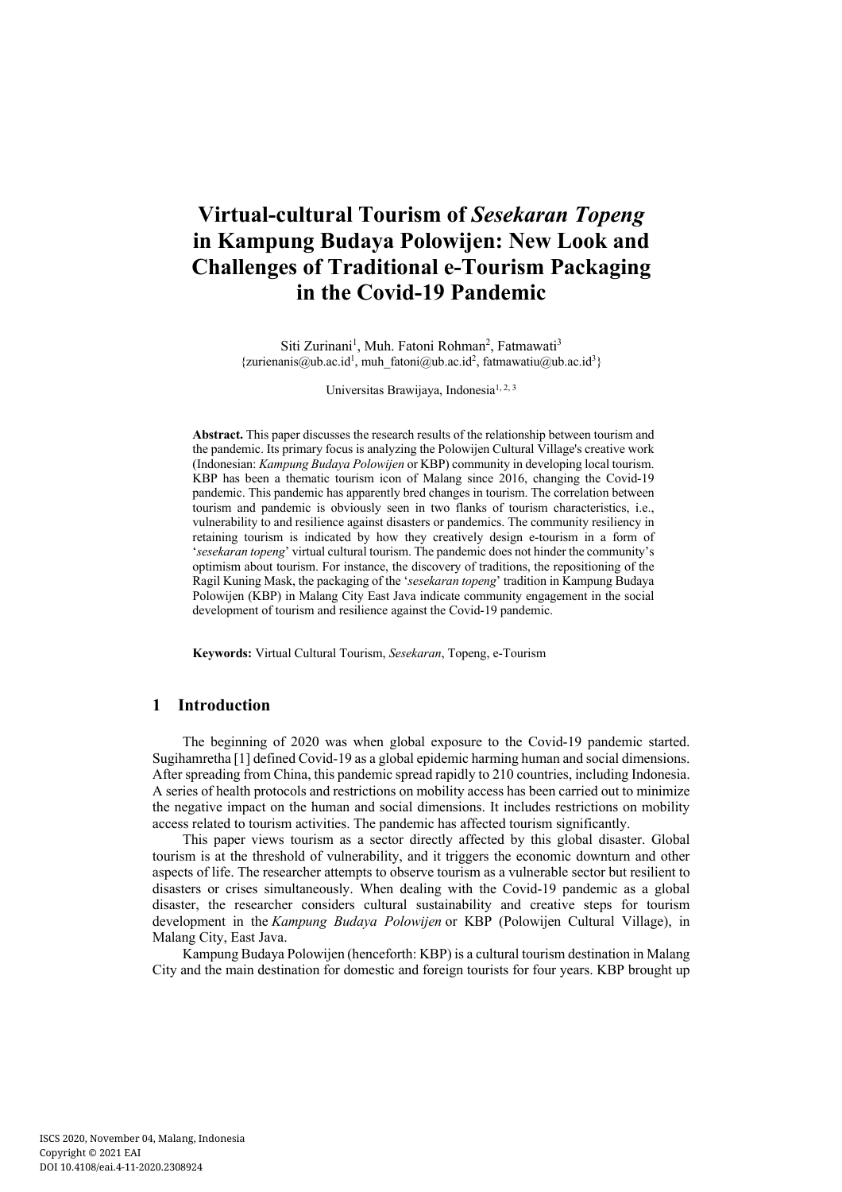# Virtual-cultural Tourism of *Sesekaran Topeng* in Kampung Budaya Polowijen: New Look and Challenges of Traditional e-Tourism Packaging in the Covid-19 Pandemic

Siti Zurinani[1], Muh. Fatoni Rohman[2], Fatmawati[3]
{zurienanis@ub.ac.id[1], muh_fatoni@ub.ac.id[2], fatmawatiu@ub.ac.id[3]}

Universitas Brawijaya, Indonesia[1, 2, 3]

**Abstract.** This paper discusses the research results of the relationship between tourism and the pandemic. Its primary focus is analyzing the Polowijen Cultural Village's creative work (Indonesian: *Kampung Budaya Polowijen* or KBP) community in developing local tourism. KBP has been a thematic tourism icon of Malang since 2016, changing the Covid-19 pandemic. This pandemic has apparently bred changes in tourism. The correlation between tourism and pandemic is obviously seen in two flanks of tourism characteristics, i.e., vulnerability to and resilience against disasters or pandemics. The community resiliency in retaining tourism is indicated by how they creatively design e-tourism in a form of '*sesekaran topeng*' virtual cultural tourism. The pandemic does not hinder the community's optimism about tourism. For instance, the discovery of traditions, the repositioning of the Ragil Kuning Mask, the packaging of the '*sesekaran topeng*' tradition in Kampung Budaya Polowijen (KBP) in Malang City East Java indicate community engagement in the social development of tourism and resilience against the Covid-19 pandemic.

**Keywords:** Virtual Cultural Tourism, *Sesekaran*, Topeng, e-Tourism

## 1 Introduction

The beginning of 2020 was when global exposure to the Covid-19 pandemic started. Sugihamretha [1] defined Covid-19 as a global epidemic harming human and social dimensions. After spreading from China, this pandemic spread rapidly to 210 countries, including Indonesia. A series of health protocols and restrictions on mobility access has been carried out to minimize the negative impact on the human and social dimensions. It includes restrictions on mobility access related to tourism activities. The pandemic has affected tourism significantly.

This paper views tourism as a sector directly affected by this global disaster. Global tourism is at the threshold of vulnerability, and it triggers the economic downturn and other aspects of life. The researcher attempts to observe tourism as a vulnerable sector but resilient to disasters or crises simultaneously. When dealing with the Covid-19 pandemic as a global disaster, the researcher considers cultural sustainability and creative steps for tourism development in the *Kampung Budaya Polowijen* or KBP (Polowijen Cultural Village), in Malang City, East Java.

Kampung Budaya Polowijen (henceforth: KBP) is a cultural tourism destination in Malang City and the main destination for domestic and foreign tourists for four years. KBP brought up

ISCS 2020, November 04, Malang, Indonesia
Copyright © 2021 EAI
DOI 10.4108/eai.4-11-2020.2308924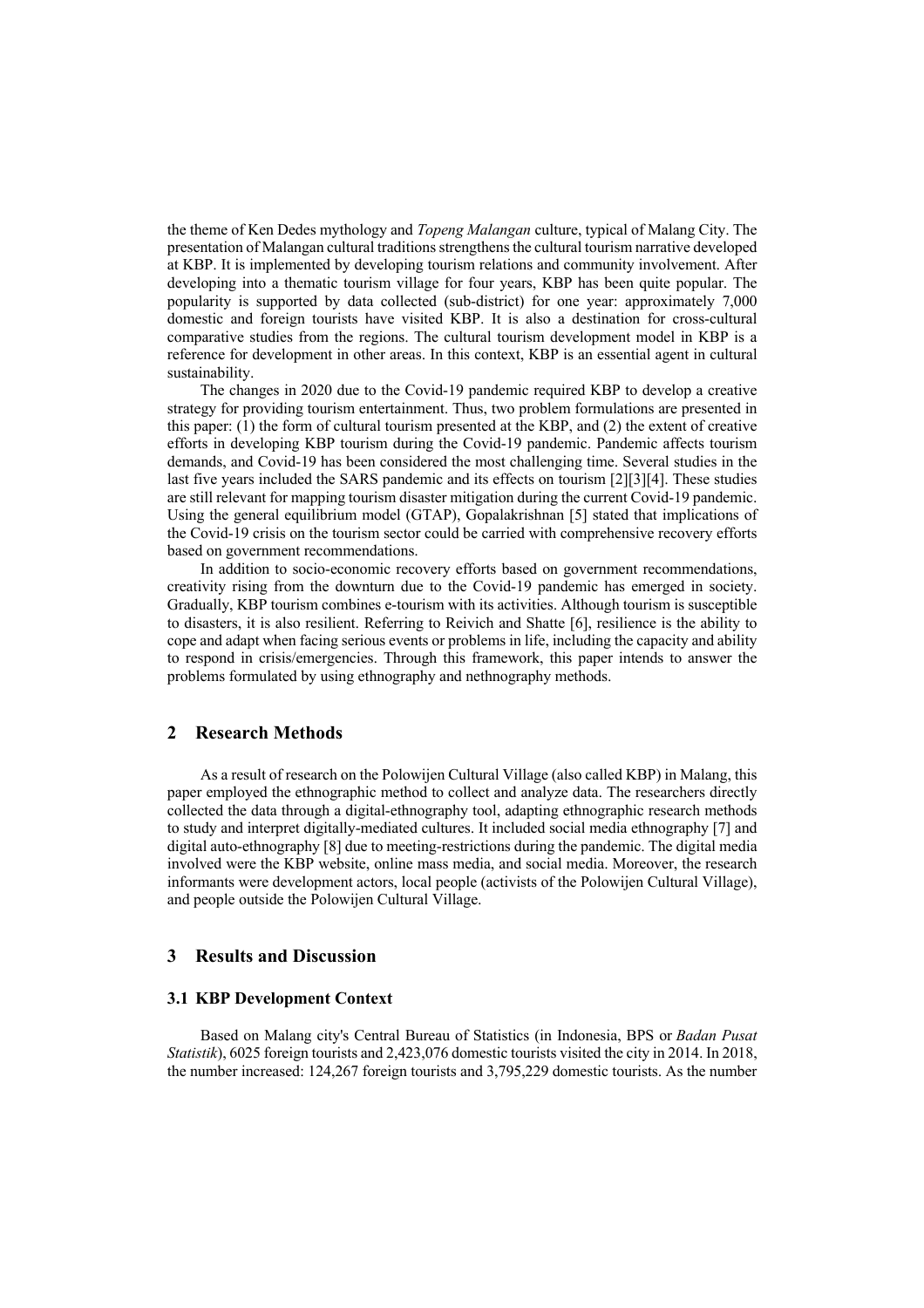the theme of Ken Dedes mythology and *Topeng Malangan* culture, typical of Malang City. The presentation of Malangan cultural traditions strengthens the cultural tourism narrative developed at KBP. It is implemented by developing tourism relations and community involvement. After developing into a thematic tourism village for four years, KBP has been quite popular. The popularity is supported by data collected (sub-district) for one year: approximately 7,000 domestic and foreign tourists have visited KBP. It is also a destination for cross-cultural comparative studies from the regions. The cultural tourism development model in KBP is a reference for development in other areas. In this context, KBP is an essential agent in cultural sustainability.

The changes in 2020 due to the Covid-19 pandemic required KBP to develop a creative strategy for providing tourism entertainment. Thus, two problem formulations are presented in this paper: (1) the form of cultural tourism presented at the KBP, and (2) the extent of creative efforts in developing KBP tourism during the Covid-19 pandemic. Pandemic affects tourism demands, and Covid-19 has been considered the most challenging time. Several studies in the last five years included the SARS pandemic and its effects on tourism [2][3][4]. These studies are still relevant for mapping tourism disaster mitigation during the current Covid-19 pandemic. Using the general equilibrium model (GTAP), Gopalakrishnan [5] stated that implications of the Covid-19 crisis on the tourism sector could be carried with comprehensive recovery efforts based on government recommendations.

In addition to socio-economic recovery efforts based on government recommendations, creativity rising from the downturn due to the Covid-19 pandemic has emerged in society. Gradually, KBP tourism combines e-tourism with its activities. Although tourism is susceptible to disasters, it is also resilient. Referring to Reivich and Shatte [6], resilience is the ability to cope and adapt when facing serious events or problems in life, including the capacity and ability to respond in crisis/emergencies. Through this framework, this paper intends to answer the problems formulated by using ethnography and nethnography methods.

## 2 Research Methods

As a result of research on the Polowijen Cultural Village (also called KBP) in Malang, this paper employed the ethnographic method to collect and analyze data. The researchers directly collected the data through a digital-ethnography tool, adapting ethnographic research methods to study and interpret digitally-mediated cultures. It included social media ethnography [7] and digital auto-ethnography [8] due to meeting-restrictions during the pandemic. The digital media involved were the KBP website, online mass media, and social media. Moreover, the research informants were development actors, local people (activists of the Polowijen Cultural Village), and people outside the Polowijen Cultural Village.

## 3 Results and Discussion

### 3.1 KBP Development Context

Based on Malang city's Central Bureau of Statistics (in Indonesia, BPS or *Badan Pusat Statistik*), 6025 foreign tourists and 2,423,076 domestic tourists visited the city in 2014. In 2018, the number increased: 124,267 foreign tourists and 3,795,229 domestic tourists. As the number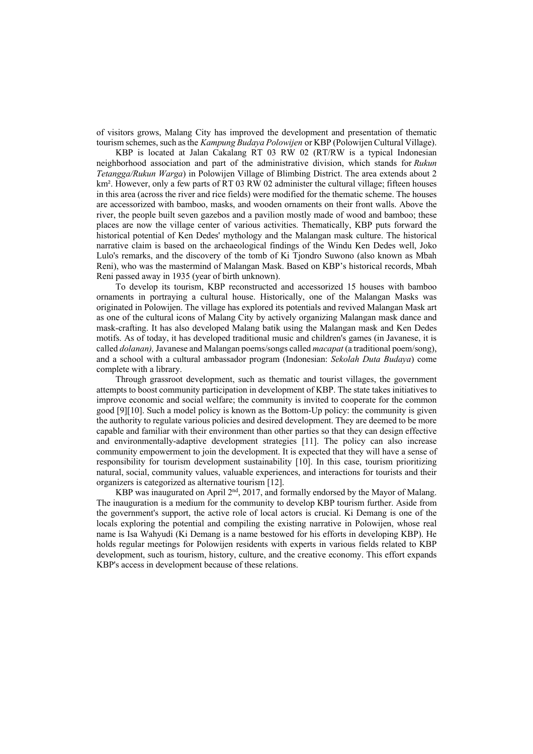of visitors grows, Malang City has improved the development and presentation of thematic tourism schemes, such as the *Kampung Budaya Polowijen* or KBP (Polowijen Cultural Village).

KBP is located at Jalan Cakalang RT 03 RW 02 (RT/RW is a typical Indonesian neighborhood association and part of the administrative division, which stands for *Rukun Tetangga/Rukun Warga*) in Polowijen Village of Blimbing District. The area extends about 2 km². However, only a few parts of RT 03 RW 02 administer the cultural village; fifteen houses in this area (across the river and rice fields) were modified for the thematic scheme. The houses are accessorized with bamboo, masks, and wooden ornaments on their front walls. Above the river, the people built seven gazebos and a pavilion mostly made of wood and bamboo; these places are now the village center of various activities. Thematically, KBP puts forward the historical potential of Ken Dedes' mythology and the Malangan mask culture. The historical narrative claim is based on the archaeological findings of the Windu Ken Dedes well, Joko Lulo's remarks, and the discovery of the tomb of Ki Tjondro Suwono (also known as Mbah Reni), who was the mastermind of Malangan Mask. Based on KBP's historical records, Mbah Reni passed away in 1935 (year of birth unknown).

To develop its tourism, KBP reconstructed and accessorized 15 houses with bamboo ornaments in portraying a cultural house. Historically, one of the Malangan Masks was originated in Polowijen. The village has explored its potentials and revived Malangan Mask art as one of the cultural icons of Malang City by actively organizing Malangan mask dance and mask-crafting. It has also developed Malang batik using the Malangan mask and Ken Dedes motifs. As of today, it has developed traditional music and children's games (in Javanese, it is called *dolanan),* Javanese and Malangan poems/songs called *macapat* (a traditional poem/song), and a school with a cultural ambassador program (Indonesian: *Sekolah Duta Budaya*) come complete with a library.

Through grassroot development, such as thematic and tourist villages, the government attempts to boost community participation in development of KBP. The state takes initiatives to improve economic and social welfare; the community is invited to cooperate for the common good [9][10]. Such a model policy is known as the Bottom-Up policy: the community is given the authority to regulate various policies and desired development. They are deemed to be more capable and familiar with their environment than other parties so that they can design effective and environmentally-adaptive development strategies [11]. The policy can also increase community empowerment to join the development. It is expected that they will have a sense of responsibility for tourism development sustainability [10]. In this case, tourism prioritizing natural, social, community values, valuable experiences, and interactions for tourists and their organizers is categorized as alternative tourism [12].

KBP was inaugurated on April 2nd, 2017, and formally endorsed by the Mayor of Malang. The inauguration is a medium for the community to develop KBP tourism further. Aside from the government's support, the active role of local actors is crucial. Ki Demang is one of the locals exploring the potential and compiling the existing narrative in Polowijen, whose real name is Isa Wahyudi (Ki Demang is a name bestowed for his efforts in developing KBP). He holds regular meetings for Polowijen residents with experts in various fields related to KBP development, such as tourism, history, culture, and the creative economy. This effort expands KBP's access in development because of these relations.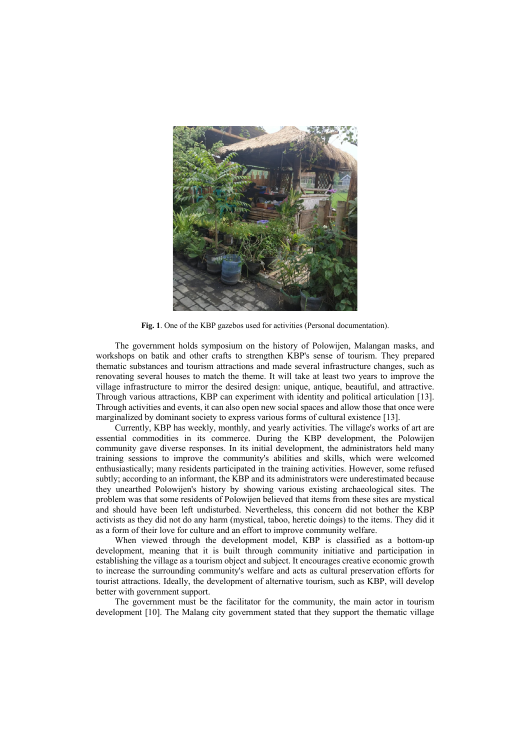**Fig. 1**. One of the KBP gazebos used for activities (Personal documentation).

The government holds symposium on the history of Polowijen, Malangan masks, and workshops on batik and other crafts to strengthen KBP's sense of tourism. They prepared thematic substances and tourism attractions and made several infrastructure changes, such as renovating several houses to match the theme. It will take at least two years to improve the village infrastructure to mirror the desired design: unique, antique, beautiful, and attractive. Through various attractions, KBP can experiment with identity and political articulation [13]. Through activities and events, it can also open new social spaces and allow those that once were marginalized by dominant society to express various forms of cultural existence [13].

Currently, KBP has weekly, monthly, and yearly activities. The village's works of art are essential commodities in its commerce. During the KBP development, the Polowijen community gave diverse responses. In its initial development, the administrators held many training sessions to improve the community's abilities and skills, which were welcomed enthusiastically; many residents participated in the training activities. However, some refused subtly; according to an informant, the KBP and its administrators were underestimated because they unearthed Polowijen's history by showing various existing archaeological sites. The problem was that some residents of Polowijen believed that items from these sites are mystical and should have been left undisturbed. Nevertheless, this concern did not bother the KBP activists as they did not do any harm (mystical, taboo, heretic doings) to the items. They did it as a form of their love for culture and an effort to improve community welfare.

When viewed through the development model, KBP is classified as a bottom-up development, meaning that it is built through community initiative and participation in establishing the village as a tourism object and subject. It encourages creative economic growth to increase the surrounding community's welfare and acts as cultural preservation efforts for tourist attractions. Ideally, the development of alternative tourism, such as KBP, will develop better with government support.

The government must be the facilitator for the community, the main actor in tourism development [10]. The Malang city government stated that they support the thematic village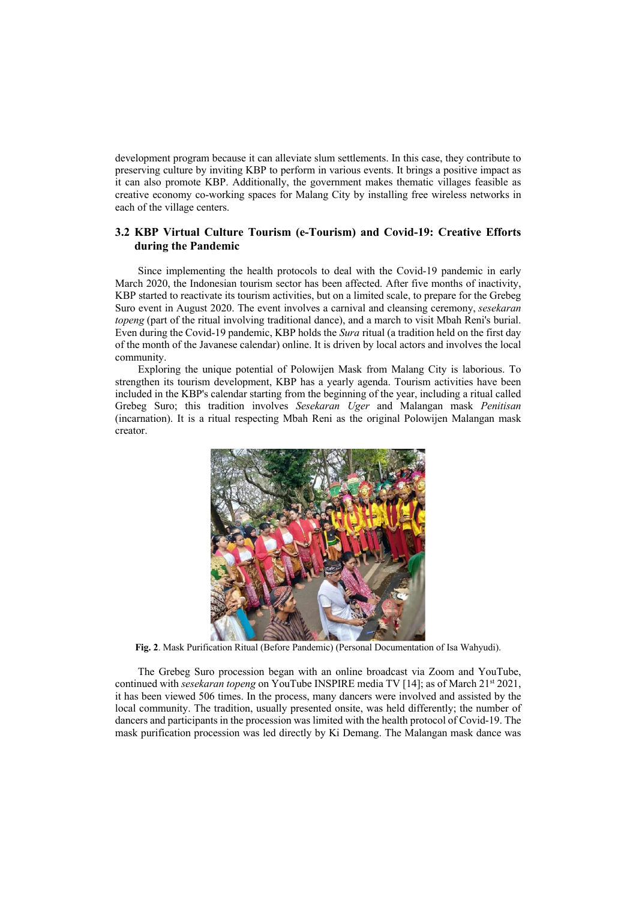development program because it can alleviate slum settlements. In this case, they contribute to preserving culture by inviting KBP to perform in various events. It brings a positive impact as it can also promote KBP. Additionally, the government makes thematic villages feasible as creative economy co-working spaces for Malang City by installing free wireless networks in each of the village centers.

### 3.2 KBP Virtual Culture Tourism (e-Tourism) and Covid-19: Creative Efforts during the Pandemic

Since implementing the health protocols to deal with the Covid-19 pandemic in early March 2020, the Indonesian tourism sector has been affected. After five months of inactivity, KBP started to reactivate its tourism activities, but on a limited scale, to prepare for the Grebeg Suro event in August 2020. The event involves a carnival and cleansing ceremony, *sesekaran topeng* (part of the ritual involving traditional dance), and a march to visit Mbah Reni's burial. Even during the Covid-19 pandemic, KBP holds the *Sura* ritual (a tradition held on the first day of the month of the Javanese calendar) online. It is driven by local actors and involves the local community.

Exploring the unique potential of Polowijen Mask from Malang City is laborious. To strengthen its tourism development, KBP has a yearly agenda. Tourism activities have been included in the KBP's calendar starting from the beginning of the year, including a ritual called Grebeg Suro; this tradition involves *Sesekaran Uger* and Malangan mask *Penitisan* (incarnation). It is a ritual respecting Mbah Reni as the original Polowijen Malangan mask creator.

**Fig. 2**. Mask Purification Ritual (Before Pandemic) (Personal Documentation of Isa Wahyudi).

The Grebeg Suro procession began with an online broadcast via Zoom and YouTube, continued with *sesekaran topeng* on YouTube INSPIRE media TV [14]; as of March 21st 2021, it has been viewed 506 times. In the process, many dancers were involved and assisted by the local community. The tradition, usually presented onsite, was held differently; the number of dancers and participants in the procession was limited with the health protocol of Covid-19. The mask purification procession was led directly by Ki Demang. The Malangan mask dance was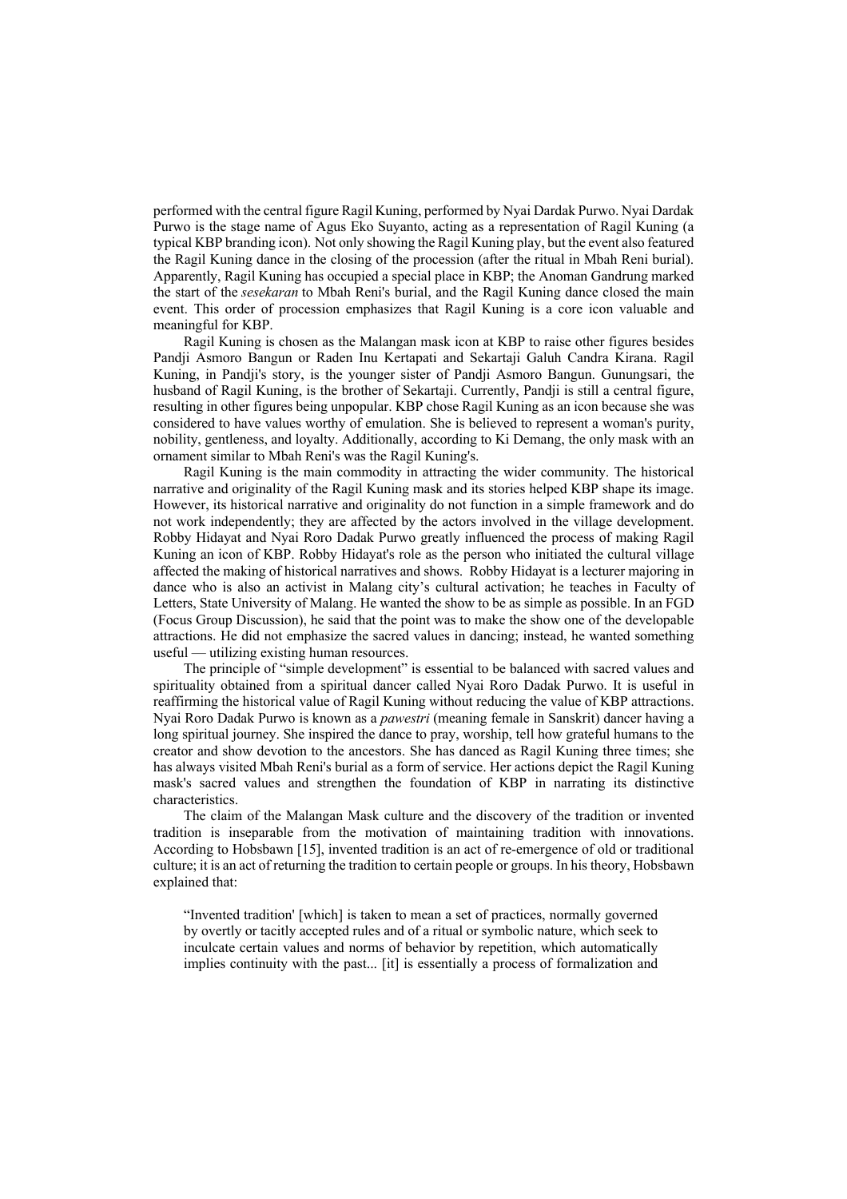performed with the central figure Ragil Kuning, performed by Nyai Dardak Purwo. Nyai Dardak Purwo is the stage name of Agus Eko Suyanto, acting as a representation of Ragil Kuning (a typical KBP branding icon). Not only showing the Ragil Kuning play, but the event also featured the Ragil Kuning dance in the closing of the procession (after the ritual in Mbah Reni burial). Apparently, Ragil Kuning has occupied a special place in KBP; the Anoman Gandrung marked the start of the *sesekaran* to Mbah Reni's burial, and the Ragil Kuning dance closed the main event. This order of procession emphasizes that Ragil Kuning is a core icon valuable and meaningful for KBP.

Ragil Kuning is chosen as the Malangan mask icon at KBP to raise other figures besides Pandji Asmoro Bangun or Raden Inu Kertapati and Sekartaji Galuh Candra Kirana. Ragil Kuning, in Pandji's story, is the younger sister of Pandji Asmoro Bangun. Gunungsari, the husband of Ragil Kuning, is the brother of Sekartaji. Currently, Pandji is still a central figure, resulting in other figures being unpopular. KBP chose Ragil Kuning as an icon because she was considered to have values worthy of emulation. She is believed to represent a woman's purity, nobility, gentleness, and loyalty. Additionally, according to Ki Demang, the only mask with an ornament similar to Mbah Reni's was the Ragil Kuning's.

Ragil Kuning is the main commodity in attracting the wider community. The historical narrative and originality of the Ragil Kuning mask and its stories helped KBP shape its image. However, its historical narrative and originality do not function in a simple framework and do not work independently; they are affected by the actors involved in the village development. Robby Hidayat and Nyai Roro Dadak Purwo greatly influenced the process of making Ragil Kuning an icon of KBP. Robby Hidayat's role as the person who initiated the cultural village affected the making of historical narratives and shows. Robby Hidayat is a lecturer majoring in dance who is also an activist in Malang city's cultural activation; he teaches in Faculty of Letters, State University of Malang. He wanted the show to be as simple as possible. In an FGD (Focus Group Discussion), he said that the point was to make the show one of the developable attractions. He did not emphasize the sacred values in dancing; instead, he wanted something useful — utilizing existing human resources.

The principle of "simple development" is essential to be balanced with sacred values and spirituality obtained from a spiritual dancer called Nyai Roro Dadak Purwo. It is useful in reaffirming the historical value of Ragil Kuning without reducing the value of KBP attractions. Nyai Roro Dadak Purwo is known as a *pawestri* (meaning female in Sanskrit) dancer having a long spiritual journey. She inspired the dance to pray, worship, tell how grateful humans to the creator and show devotion to the ancestors. She has danced as Ragil Kuning three times; she has always visited Mbah Reni's burial as a form of service. Her actions depict the Ragil Kuning mask's sacred values and strengthen the foundation of KBP in narrating its distinctive characteristics.

The claim of the Malangan Mask culture and the discovery of the tradition or invented tradition is inseparable from the motivation of maintaining tradition with innovations. According to Hobsbawn [15], invented tradition is an act of re-emergence of old or traditional culture; it is an act of returning the tradition to certain people or groups. In his theory, Hobsbawn explained that:

> "Invented tradition' [which] is taken to mean a set of practices, normally governed by overtly or tacitly accepted rules and of a ritual or symbolic nature, which seek to inculcate certain values and norms of behavior by repetition, which automatically implies continuity with the past... [it] is essentially a process of formalization and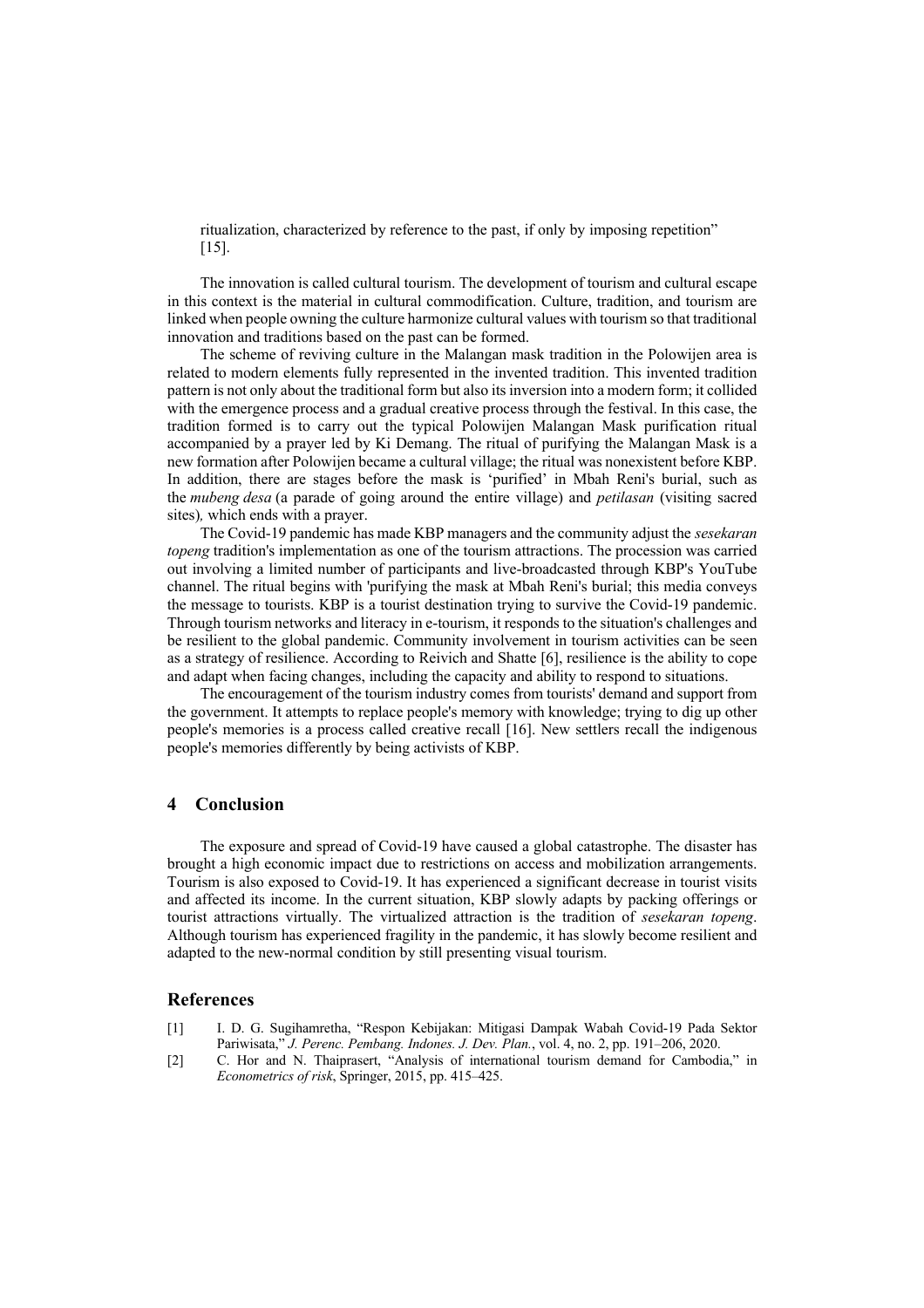ritualization, characterized by reference to the past, if only by imposing repetition" [15].

The innovation is called cultural tourism. The development of tourism and cultural escape in this context is the material in cultural commodification. Culture, tradition, and tourism are linked when people owning the culture harmonize cultural values with tourism so that traditional innovation and traditions based on the past can be formed.

The scheme of reviving culture in the Malangan mask tradition in the Polowijen area is related to modern elements fully represented in the invented tradition. This invented tradition pattern is not only about the traditional form but also its inversion into a modern form; it collided with the emergence process and a gradual creative process through the festival. In this case, the tradition formed is to carry out the typical Polowijen Malangan Mask purification ritual accompanied by a prayer led by Ki Demang. The ritual of purifying the Malangan Mask is a new formation after Polowijen became a cultural village; the ritual was nonexistent before KBP. In addition, there are stages before the mask is 'purified' in Mbah Reni's burial, such as the *mubeng desa* (a parade of going around the entire village) and *petilasan* (visiting sacred sites)*,* which ends with a prayer.

The Covid-19 pandemic has made KBP managers and the community adjust the *sesekaran topeng* tradition's implementation as one of the tourism attractions. The procession was carried out involving a limited number of participants and live-broadcasted through KBP's YouTube channel. The ritual begins with 'purifying the mask at Mbah Reni's burial; this media conveys the message to tourists. KBP is a tourist destination trying to survive the Covid-19 pandemic. Through tourism networks and literacy in e-tourism, it responds to the situation's challenges and be resilient to the global pandemic. Community involvement in tourism activities can be seen as a strategy of resilience. According to Reivich and Shatte [6], resilience is the ability to cope and adapt when facing changes, including the capacity and ability to respond to situations.

The encouragement of the tourism industry comes from tourists' demand and support from the government. It attempts to replace people's memory with knowledge; trying to dig up other people's memories is a process called creative recall [16]. New settlers recall the indigenous people's memories differently by being activists of KBP.

## 4 Conclusion

The exposure and spread of Covid-19 have caused a global catastrophe. The disaster has brought a high economic impact due to restrictions on access and mobilization arrangements. Tourism is also exposed to Covid-19. It has experienced a significant decrease in tourist visits and affected its income. In the current situation, KBP slowly adapts by packing offerings or tourist attractions virtually. The virtualized attraction is the tradition of *sesekaran topeng*. Although tourism has experienced fragility in the pandemic, it has slowly become resilient and adapted to the new-normal condition by still presenting visual tourism.

## References

[1] I. D. G. Sugihamretha, "Respon Kebijakan: Mitigasi Dampak Wabah Covid-19 Pada Sektor Pariwisata," *J. Perenc. Pembang. Indones. J. Dev. Plan.*, vol. 4, no. 2, pp. 191–206, 2020.

[2] C. Hor and N. Thaiprasert, "Analysis of international tourism demand for Cambodia," in *Econometrics of risk*, Springer, 2015, pp. 415–425.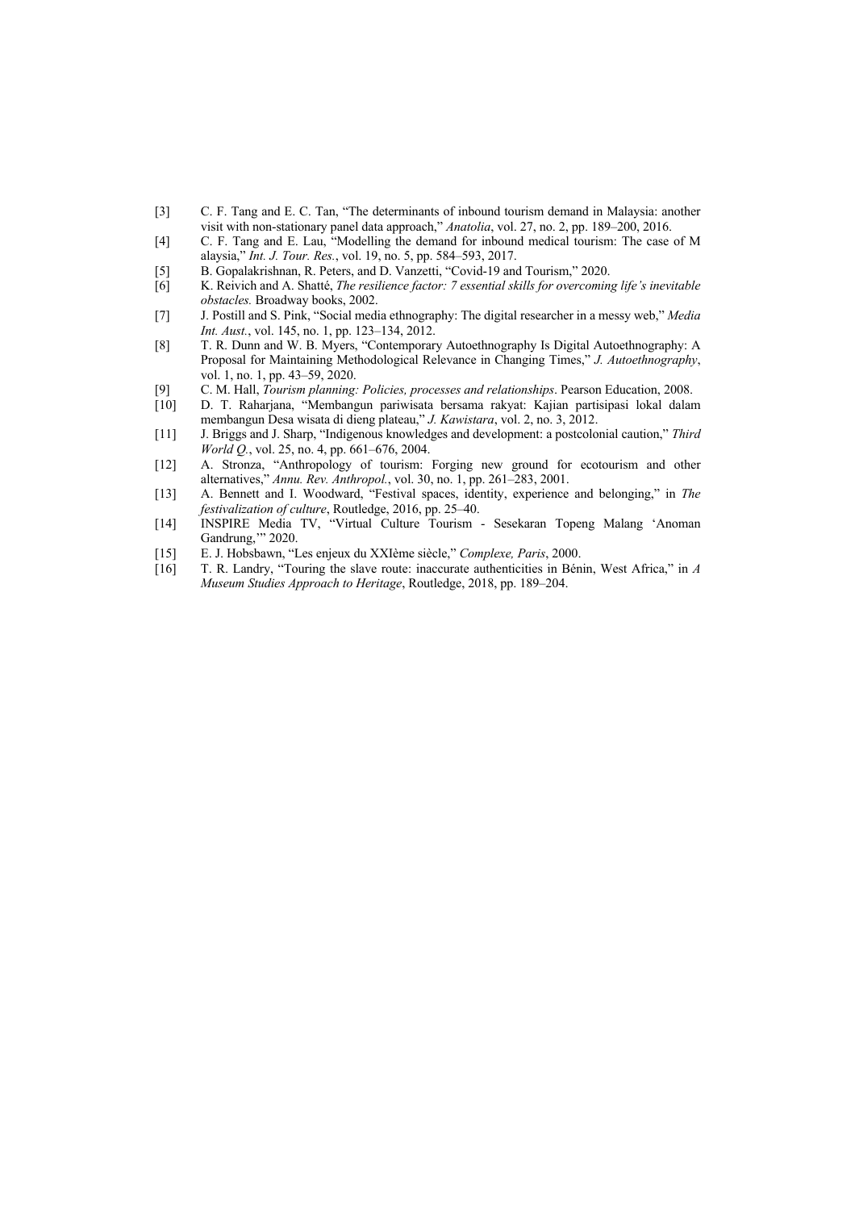[3] C. F. Tang and E. C. Tan, "The determinants of inbound tourism demand in Malaysia: another visit with non-stationary panel data approach," *Anatolia*, vol. 27, no. 2, pp. 189–200, 2016.

[4] C. F. Tang and E. Lau, "Modelling the demand for inbound medical tourism: The case of M alaysia," *Int. J. Tour. Res.*, vol. 19, no. 5, pp. 584–593, 2017.

[5] B. Gopalakrishnan, R. Peters, and D. Vanzetti, "Covid-19 and Tourism," 2020.

[6] K. Reivich and A. Shatté, *The resilience factor: 7 essential skills for overcoming life's inevitable obstacles.* Broadway books, 2002.

[7] J. Postill and S. Pink, "Social media ethnography: The digital researcher in a messy web," *Media Int. Aust.*, vol. 145, no. 1, pp. 123–134, 2012.

[8] T. R. Dunn and W. B. Myers, "Contemporary Autoethnography Is Digital Autoethnography: A Proposal for Maintaining Methodological Relevance in Changing Times," *J. Autoethnography*, vol. 1, no. 1, pp. 43–59, 2020.

[9] C. M. Hall, *Tourism planning: Policies, processes and relationships*. Pearson Education, 2008.

[10] D. T. Raharjana, "Membangun pariwisata bersama rakyat: Kajian partisipasi lokal dalam membangun Desa wisata di dieng plateau," *J. Kawistara*, vol. 2, no. 3, 2012.

[11] J. Briggs and J. Sharp, "Indigenous knowledges and development: a postcolonial caution," *Third World Q.*, vol. 25, no. 4, pp. 661–676, 2004.

[12] A. Stronza, "Anthropology of tourism: Forging new ground for ecotourism and other alternatives," *Annu. Rev. Anthropol.*, vol. 30, no. 1, pp. 261–283, 2001.

[13] A. Bennett and I. Woodward, "Festival spaces, identity, experience and belonging," in *The festivalization of culture*, Routledge, 2016, pp. 25–40.

[14] INSPIRE Media TV, "Virtual Culture Tourism - Sesekaran Topeng Malang 'Anoman Gandrung,'" 2020.

[15] E. J. Hobsbawn, "Les enjeux du XXIème siècle," *Complexe, Paris*, 2000.

[16] T. R. Landry, "Touring the slave route: inaccurate authenticities in Bénin, West Africa," in *A Museum Studies Approach to Heritage*, Routledge, 2018, pp. 189–204.